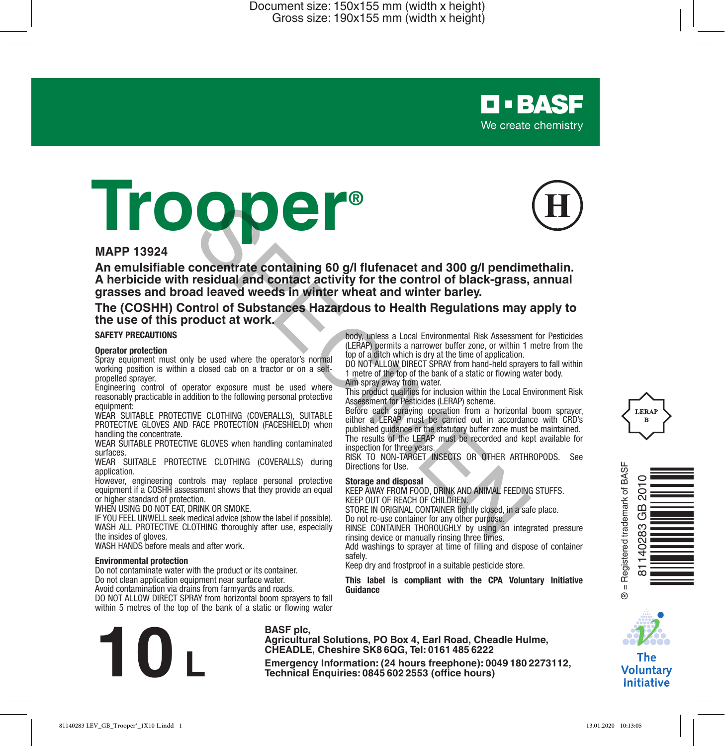Document size: 150x155 mm (width x height)
Gross size: 190x155 mm (width x height)

BASF
We create chemistry

# Trooper®

H

**MAPP 13924**

**An emulsifiable concentrate containing 60 g/l flufenacet and 300 g/l pendimethalin. A herbicide with residual and contact activity for the control of black-grass, annual grasses and broad leaved weeds in winter wheat and winter barley.**

**The (COSHH) Control of Substances Hazardous to Health Regulations may apply to the use of this product at work.**

SPECIMEN

## SAFETY PRECAUTIONS

### Operator protection

Spray equipment must only be used where the operator's normal working position is within a closed cab on a tractor or on a self-propelled sprayer.

Engineering control of operator exposure must be used where reasonably practicable in addition to the following personal protective equipment:

WEAR SUITABLE PROTECTIVE CLOTHING (COVERALLS), SUITABLE PROTECTIVE GLOVES AND FACE PROTECTION (FACESHIELD) when handling the concentrate.

WEAR SUITABLE PROTECTIVE GLOVES when handling contaminated surfaces.

WEAR SUITABLE PROTECTIVE CLOTHING (COVERALLS) during application.

However, engineering controls may replace personal protective equipment if a COSHH assessment shows that they provide an equal or higher standard of protection.

WHEN USING DO NOT EAT, DRINK OR SMOKE.

IF YOU FEEL UNWELL seek medical advice (show the label if possible).

WASH ALL PROTECTIVE CLOTHING thoroughly after use, especially the insides of gloves.

WASH HANDS before meals and after work.

### Environmental protection

Do not contaminate water with the product or its container.

Do not clean application equipment near surface water.

Avoid contamination via drains from farmyards and roads.

DO NOT ALLOW DIRECT SPRAY from horizontal boom sprayers to fall within 5 metres of the top of the bank of a static or flowing water body, unless a Local Environmental Risk Assessment for Pesticides (LERAP) permits a narrower buffer zone, or within 1 metre from the top of a ditch which is dry at the time of application.

DO NOT ALLOW DIRECT SPRAY from hand-held sprayers to fall within 1 metre of the top of the bank of a static or flowing water body.

Aim spray away from water.

This product qualifies for inclusion within the Local Environment Risk Assessment for Pesticides (LERAP) scheme.

Before each spraying operation from a horizontal boom sprayer, either a LERAP must be carried out in accordance with CRD's published guidance or the statutory buffer zone must be maintained.

The results of the LERAP must be recorded and kept available for inspection for three years.

RISK TO NON-TARGET INSECTS OR OTHER ARTHROPODS. See Directions for Use.

### Storage and disposal

KEEP AWAY FROM FOOD, DRINK AND ANIMAL FEEDING STUFFS.

KEEP OUT OF REACH OF CHILDREN.

STORE IN ORIGINAL CONTAINER tightly closed, in a safe place.

Do not re-use container for any other purpose.

RINSE CONTAINER THOROUGHLY by using an integrated pressure rinsing device or manually rinsing three times.

Add washings to sprayer at time of filling and dispose of container safely.

Keep dry and frostproof in a suitable pesticide store.

**This label is compliant with the CPA Voluntary Initiative Guidance**

LERAP B

® = Registered trademark of BASF

81140283 GB 2010

The Voluntary Initiative

# 10 L

**BASF plc,**
**Agricultural Solutions, PO Box 4, Earl Road, Cheadle Hulme, CHEADLE, Cheshire SK8 6QG, Tel: 0161 485 6222**

**Emergency Information: (24 hours freephone): 0049 180 2273112, Technical Enquiries: 0845 602 2553 (office hours)**

81140283 LEV_GB_Trooper®_1X10 L.indd 1 13.01.2020 10:13:05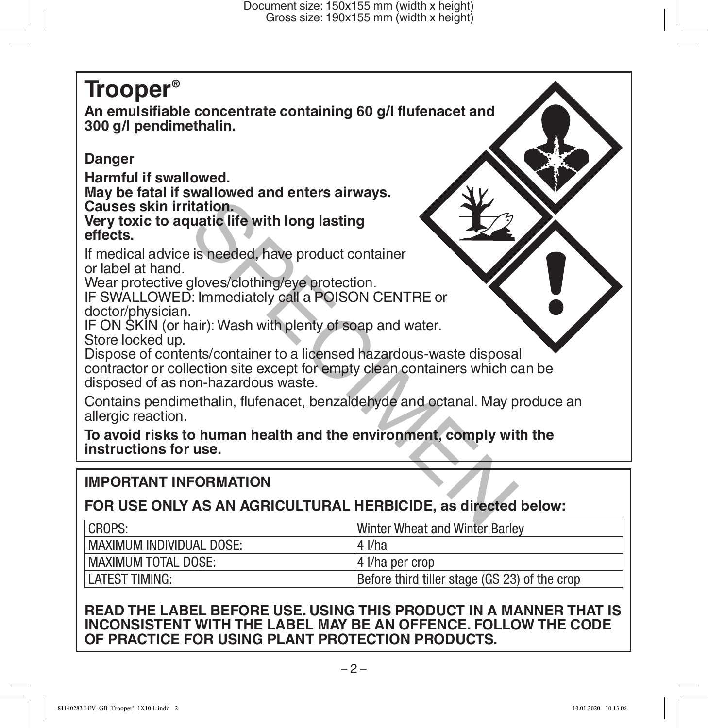# Trooper®

**An emulsifiable concentrate containing 60 g/l flufenacet and 300 g/l pendimethalin.**

**Danger**

**Harmful if swallowed.**
**May be fatal if swallowed and enters airways.**
**Causes skin irritation.**
**Very toxic to aquatic life with long lasting effects.**

If medical advice is needed, have product container or label at hand.
Wear protective gloves/clothing/eye protection.
IF SWALLOWED: Immediately call a POISON CENTRE or doctor/physician.
IF ON SKIN (or hair): Wash with plenty of soap and water.
Store locked up.
Dispose of contents/container to a licensed hazardous-waste disposal contractor or collection site except for empty clean containers which can be disposed of as non-hazardous waste.

Contains pendimethalin, flufenacet, benzaldehyde and octanal. May produce an allergic reaction.

**To avoid risks to human health and the environment, comply with the instructions for use.**

## IMPORTANT INFORMATION

**FOR USE ONLY AS AN AGRICULTURAL HERBICIDE, as directed below:**

| | |
|---|---|
| CROPS: | Winter Wheat and Winter Barley |
| MAXIMUM INDIVIDUAL DOSE: | 4 l/ha |
| MAXIMUM TOTAL DOSE: | 4 l/ha per crop |
| LATEST TIMING: | Before third tiller stage (GS 23) of the crop |

**READ THE LABEL BEFORE USE. USING THIS PRODUCT IN A MANNER THAT IS INCONSISTENT WITH THE LABEL MAY BE AN OFFENCE. FOLLOW THE CODE OF PRACTICE FOR USING PLANT PROTECTION PRODUCTS.**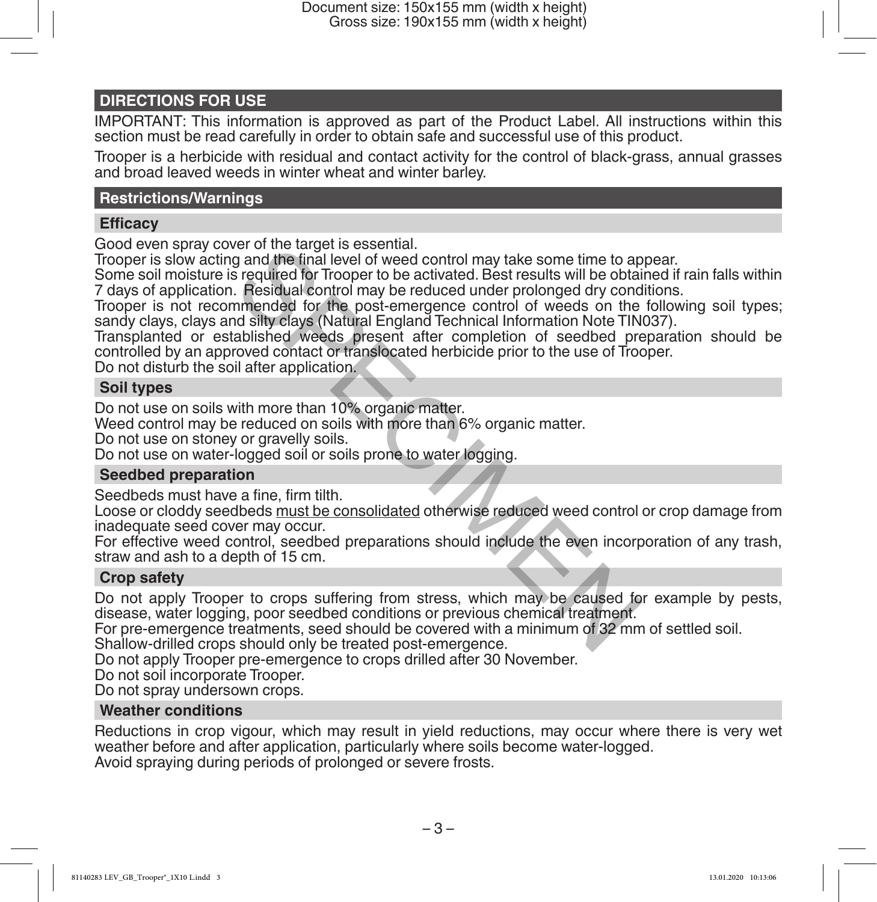## DIRECTIONS FOR USE

IMPORTANT: This information is approved as part of the Product Label. All instructions within this section must be read carefully in order to obtain safe and successful use of this product.

Trooper is a herbicide with residual and contact activity for the control of black-grass, annual grasses and broad leaved weeds in winter wheat and winter barley.

### Restrictions/Warnings

#### Efficacy

Good even spray cover of the target is essential.
Trooper is slow acting and the final level of weed control may take some time to appear.
Some soil moisture is required for Trooper to be activated. Best results will be obtained if rain falls within 7 days of application. Residual control may be reduced under prolonged dry conditions.
Trooper is not recommended for the post-emergence control of weeds on the following soil types; sandy clays, clays and silty clays (Natural England Technical Information Note TIN037).
Transplanted or established weeds present after completion of seedbed preparation should be controlled by an approved contact or translocated herbicide prior to the use of Trooper.
Do not disturb the soil after application.

#### Soil types

Do not use on soils with more than 10% organic matter.
Weed control may be reduced on soils with more than 6% organic matter.
Do not use on stoney or gravelly soils.
Do not use on water-logged soil or soils prone to water logging.

#### Seedbed preparation

Seedbeds must have a fine, firm tilth.
Loose or cloddy seedbeds <u>must be consolidated</u> otherwise reduced weed control or crop damage from inadequate seed cover may occur.
For effective weed control, seedbed preparations should include the even incorporation of any trash, straw and ash to a depth of 15 cm.

#### Crop safety

Do not apply Trooper to crops suffering from stress, which may be caused for example by pests, disease, water logging, poor seedbed conditions or previous chemical treatment.
For pre-emergence treatments, seed should be covered with a minimum of 32 mm of settled soil.
Shallow-drilled crops should only be treated post-emergence.
Do not apply Trooper pre-emergence to crops drilled after 30 November.
Do not soil incorporate Trooper.
Do not spray undersown crops.

#### Weather conditions

Reductions in crop vigour, which may result in yield reductions, may occur where there is very wet weather before and after application, particularly where soils become water-logged.
Avoid spraying during periods of prolonged or severe frosts.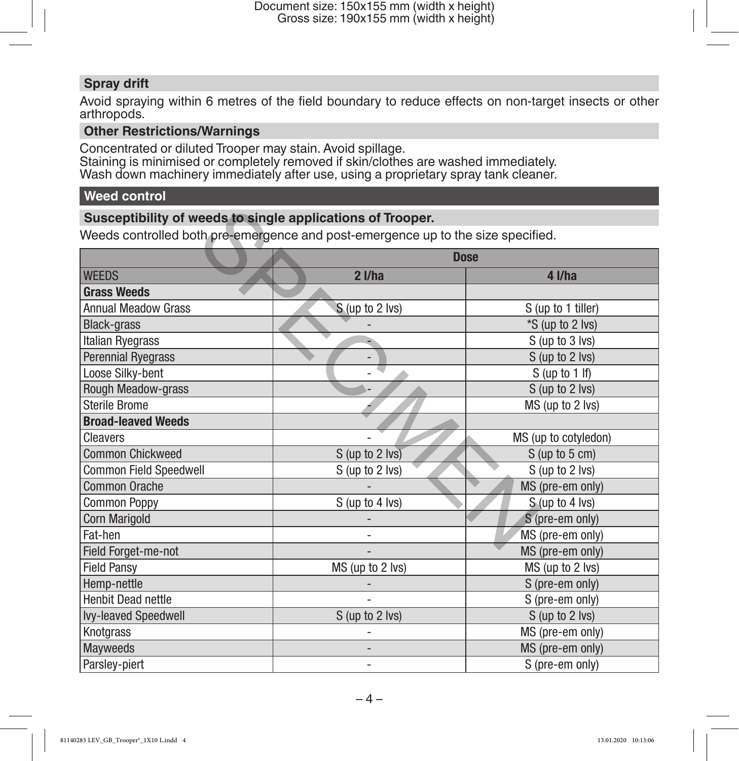## Spray drift

Avoid spraying within 6 metres of the field boundary to reduce effects on non-target insects or other arthropods.

## Other Restrictions/Warnings

Concentrated or diluted Trooper may stain. Avoid spillage.
Staining is minimised or completely removed if skin/clothes are washed immediately.
Wash down machinery immediately after use, using a proprietary spray tank cleaner.

# Weed control

## Susceptibility of weeds to single applications of Trooper.

Weeds controlled both pre-emergence and post-emergence up to the size specified.

| | Dose | |
|---|---|---|
| WEEDS | 2 l/ha | 4 l/ha |
| **Grass Weeds** | | |
| Annual Meadow Grass | S (up to 2 lvs) | S (up to 1 tiller) |
| Black-grass | - | *S (up to 2 lvs) |
| Italian Ryegrass | - | S (up to 3 lvs) |
| Perennial Ryegrass | - | S (up to 2 lvs) |
| Loose Silky-bent | - | S (up to 1 lf) |
| Rough Meadow-grass | - | S (up to 2 lvs) |
| Sterile Brome | - | MS (up to 2 lvs) |
| **Broad-leaved Weeds** | | |
| Cleavers | - | MS (up to cotyledon) |
| Common Chickweed | S (up to 2 lvs) | S (up to 5 cm) |
| Common Field Speedwell | S (up to 2 lvs) | S (up to 2 lvs) |
| Common Orache | - | MS (pre-em only) |
| Common Poppy | S (up to 4 lvs) | S (up to 4 lvs) |
| Corn Marigold | - | S (pre-em only) |
| Fat-hen | - | MS (pre-em only) |
| Field Forget-me-not | - | MS (pre-em only) |
| Field Pansy | MS (up to 2 lvs) | MS (up to 2 lvs) |
| Hemp-nettle | - | S (pre-em only) |
| Henbit Dead nettle | - | S (pre-em only) |
| Ivy-leaved Speedwell | S (up to 2 lvs) | S (up to 2 lvs) |
| Knotgrass | - | MS (pre-em only) |
| Mayweeds | - | MS (pre-em only) |
| Parsley-piert | - | S (pre-em only) |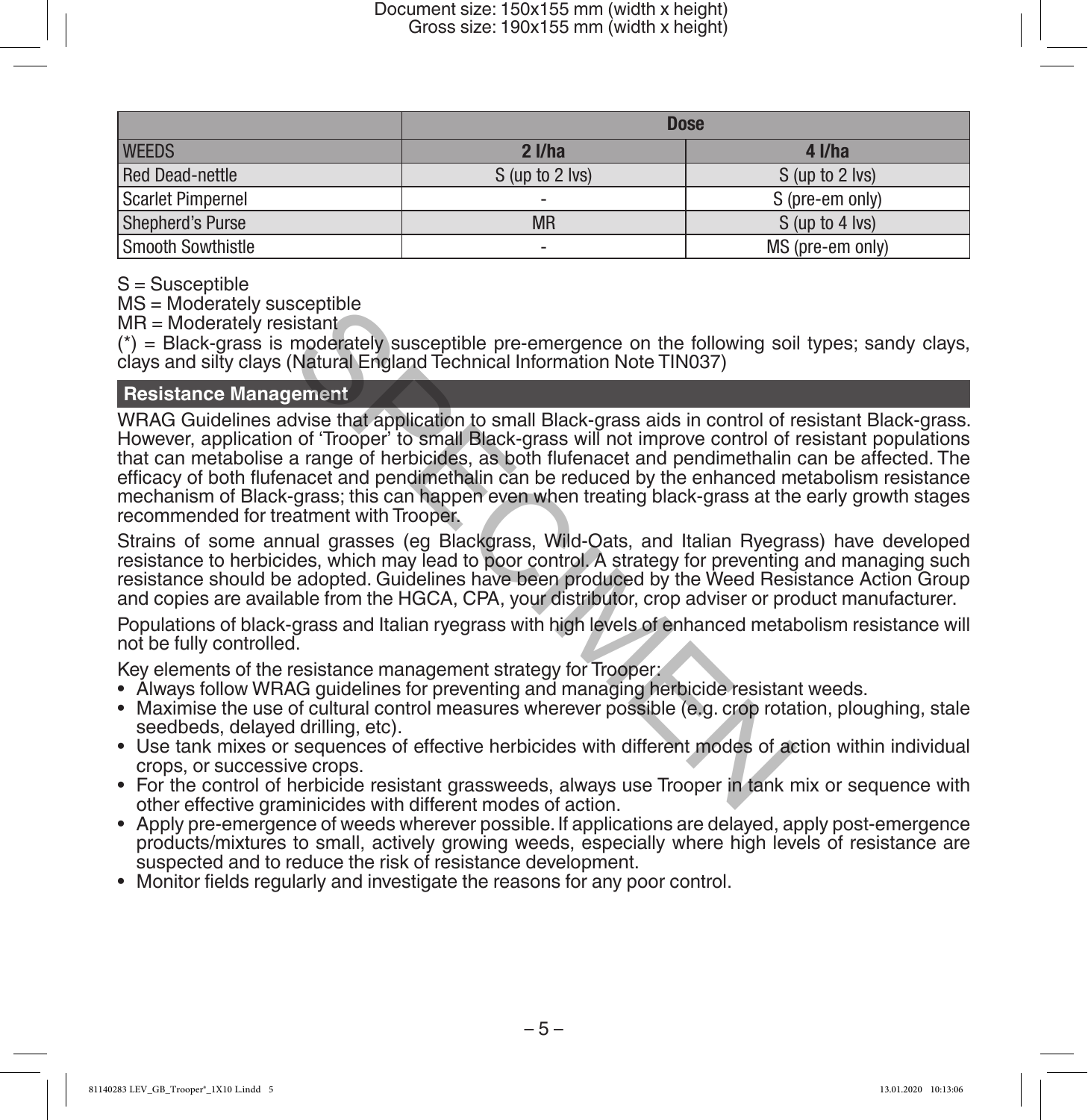| | Dose | |
|---|---|---|
| WEEDS | 2 l/ha | 4 l/ha |
| Red Dead-nettle | S (up to 2 lvs) | S (up to 2 lvs) |
| Scarlet Pimpernel | - | S (pre-em only) |
| Shepherd's Purse | MR | S (up to 4 lvs) |
| Smooth Sowthistle | - | MS (pre-em only) |

S = Susceptible
MS = Moderately susceptible
MR = Moderately resistant
(*) = Black-grass is moderately susceptible pre-emergence on the following soil types; sandy clays, clays and silty clays (Natural England Technical Information Note TIN037)

## Resistance Management

WRAG Guidelines advise that application to small Black-grass aids in control of resistant Black-grass. However, application of 'Trooper' to small Black-grass will not improve control of resistant populations that can metabolise a range of herbicides, as both flufenacet and pendimethalin can be affected. The efficacy of both flufenacet and pendimethalin can be reduced by the enhanced metabolism resistance mechanism of Black-grass; this can happen even when treating black-grass at the early growth stages recommended for treatment with Trooper.

Strains of some annual grasses (eg Blackgrass, Wild-Oats, and Italian Ryegrass) have developed resistance to herbicides, which may lead to poor control. A strategy for preventing and managing such resistance should be adopted. Guidelines have been produced by the Weed Resistance Action Group and copies are available from the HGCA, CPA, your distributor, crop adviser or product manufacturer.

Populations of black-grass and Italian ryegrass with high levels of enhanced metabolism resistance will not be fully controlled.

Key elements of the resistance management strategy for Trooper:

- Always follow WRAG guidelines for preventing and managing herbicide resistant weeds.
- Maximise the use of cultural control measures wherever possible (e.g. crop rotation, ploughing, stale seedbeds, delayed drilling, etc).
- Use tank mixes or sequences of effective herbicides with different modes of action within individual crops, or successive crops.
- For the control of herbicide resistant grassweeds, always use Trooper in tank mix or sequence with other effective graminicides with different modes of action.
- Apply pre-emergence of weeds wherever possible. If applications are delayed, apply post-emergence products/mixtures to small, actively growing weeds, especially where high levels of resistance are suspected and to reduce the risk of resistance development.
- Monitor fields regularly and investigate the reasons for any poor control.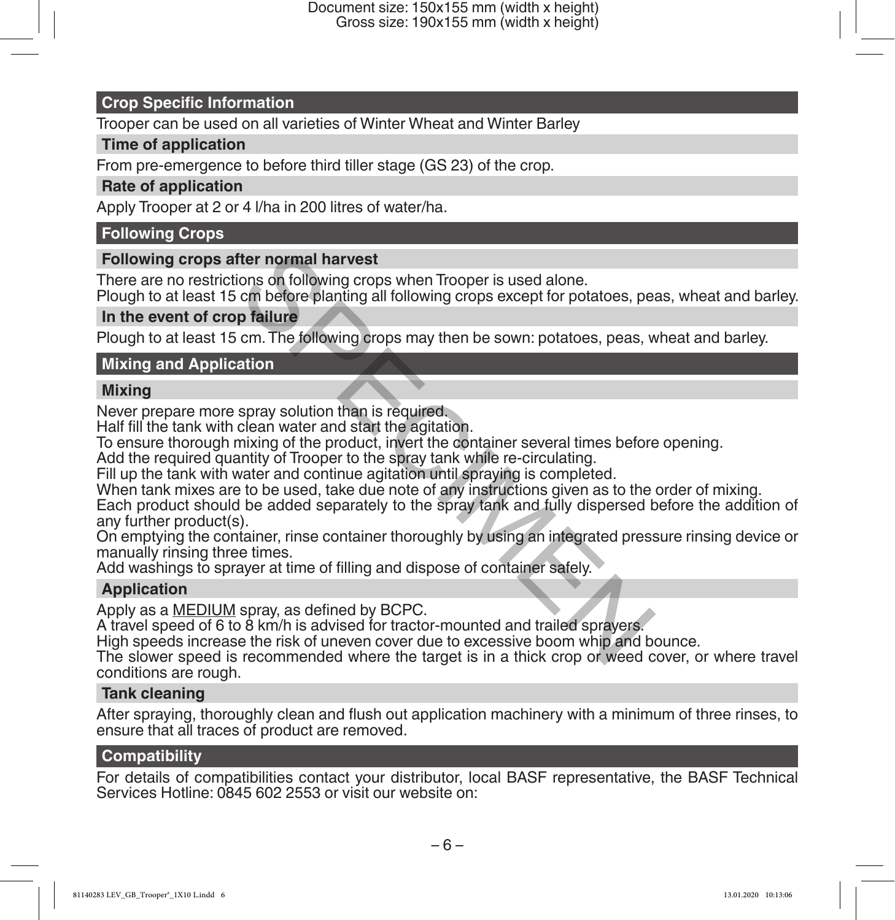## Crop Specific Information

Trooper can be used on all varieties of Winter Wheat and Winter Barley

### Time of application

From pre-emergence to before third tiller stage (GS 23) of the crop.

### Rate of application

Apply Trooper at 2 or 4 l/ha in 200 litres of water/ha.

## Following Crops

### Following crops after normal harvest

There are no restrictions on following crops when Trooper is used alone.
Plough to at least 15 cm before planting all following crops except for potatoes, peas, wheat and barley.

### In the event of crop failure

Plough to at least 15 cm. The following crops may then be sown: potatoes, peas, wheat and barley.

## Mixing and Application

### Mixing

Never prepare more spray solution than is required.
Half fill the tank with clean water and start the agitation.
To ensure thorough mixing of the product, invert the container several times before opening.
Add the required quantity of Trooper to the spray tank while re-circulating.
Fill up the tank with water and continue agitation until spraying is completed.
When tank mixes are to be used, take due note of any instructions given as to the order of mixing.
Each product should be added separately to the spray tank and fully dispersed before the addition of any further product(s).
On emptying the container, rinse container thoroughly by using an integrated pressure rinsing device or manually rinsing three times.
Add washings to sprayer at time of filling and dispose of container safely.

### Application

Apply as a MEDIUM spray, as defined by BCPC.
A travel speed of 6 to 8 km/h is advised for tractor-mounted and trailed sprayers.
High speeds increase the risk of uneven cover due to excessive boom whip and bounce.
The slower speed is recommended where the target is in a thick crop or weed cover, or where travel conditions are rough.

### Tank cleaning

After spraying, thoroughly clean and flush out application machinery with a minimum of three rinses, to ensure that all traces of product are removed.

## Compatibility

For details of compatibilities contact your distributor, local BASF representative, the BASF Technical Services Hotline: 0845 602 2553 or visit our website on: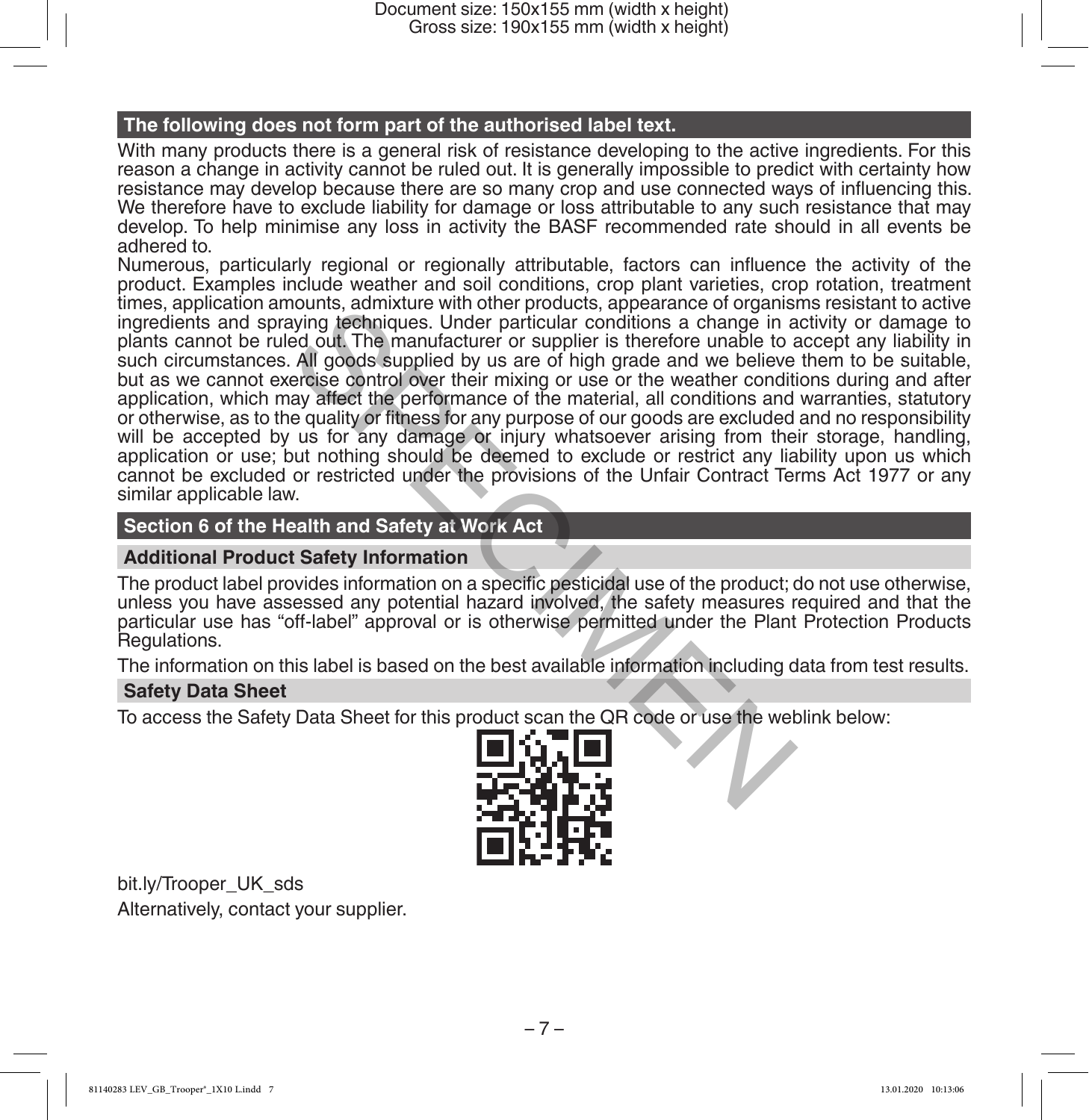## The following does not form part of the authorised label text.

With many products there is a general risk of resistance developing to the active ingredients. For this reason a change in activity cannot be ruled out. It is generally impossible to predict with certainty how resistance may develop because there are so many crop and use connected ways of influencing this. We therefore have to exclude liability for damage or loss attributable to any such resistance that may develop. To help minimise any loss in activity the BASF recommended rate should in all events be adhered to.

Numerous, particularly regional or regionally attributable, factors can influence the activity of the product. Examples include weather and soil conditions, crop plant varieties, crop rotation, treatment times, application amounts, admixture with other products, appearance of organisms resistant to active ingredients and spraying techniques. Under particular conditions a change in activity or damage to plants cannot be ruled out. The manufacturer or supplier is therefore unable to accept any liability in such circumstances. All goods supplied by us are of high grade and we believe them to be suitable, but as we cannot exercise control over their mixing or use or the weather conditions during and after application, which may affect the performance of the material, all conditions and warranties, statutory or otherwise, as to the quality or fitness for any purpose of our goods are excluded and no responsibility will be accepted by us for any damage or injury whatsoever arising from their storage, handling, application or use; but nothing should be deemed to exclude or restrict any liability upon us which cannot be excluded or restricted under the provisions of the Unfair Contract Terms Act 1977 or any similar applicable law.

## Section 6 of the Health and Safety at Work Act

### Additional Product Safety Information

The product label provides information on a specific pesticidal use of the product; do not use otherwise, unless you have assessed any potential hazard involved, the safety measures required and that the particular use has "off-label" approval or is otherwise permitted under the Plant Protection Products Regulations.

The information on this label is based on the best available information including data from test results.

### Safety Data Sheet

To access the Safety Data Sheet for this product scan the QR code or use the weblink below:

bit.ly/Trooper_UK_sds

Alternatively, contact your supplier.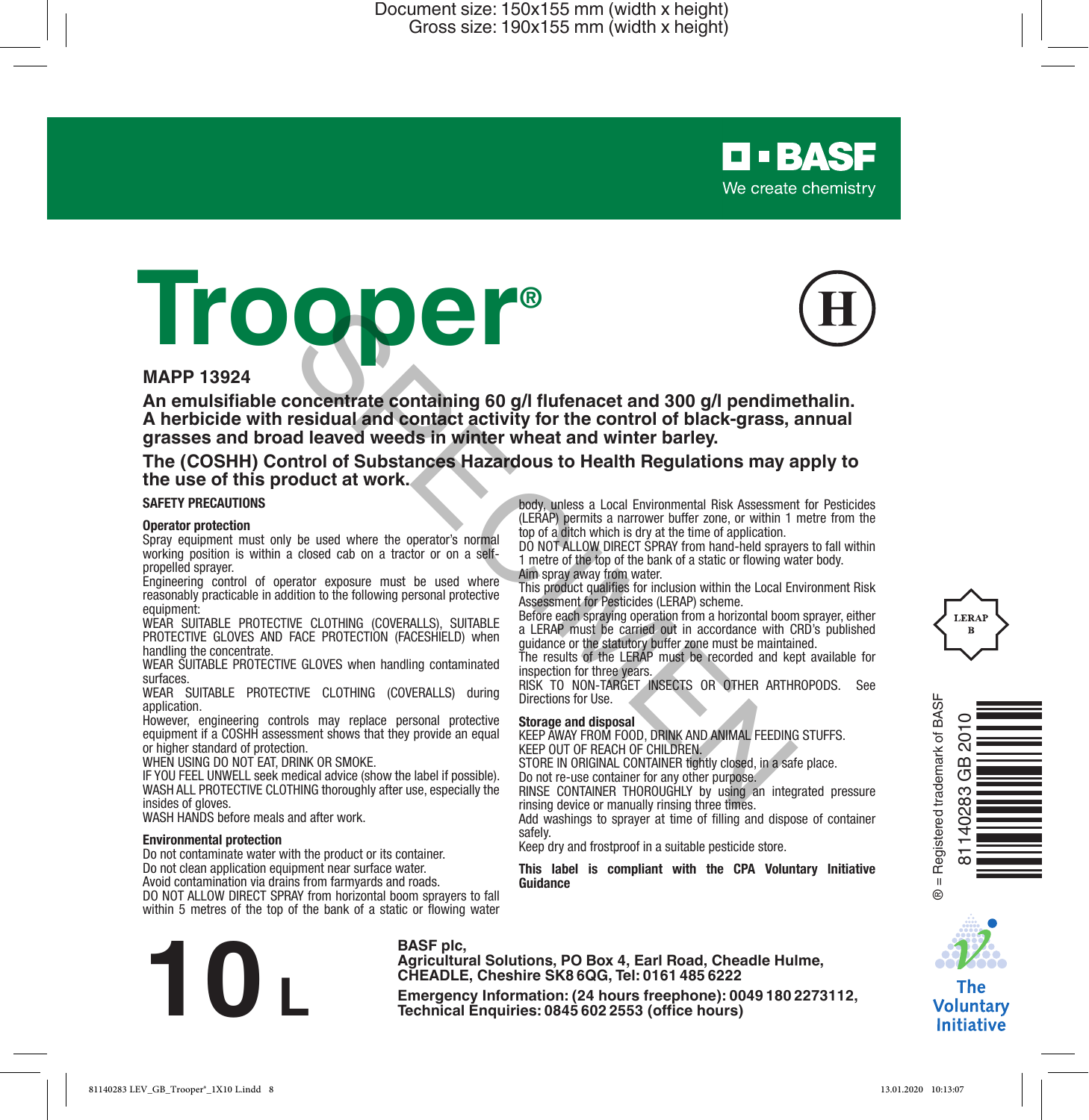Document size: 150x155 mm (width x height)
Gross size: 190x155 mm (width x height)

BASF
We create chemistry

# Trooper®

H

**MAPP 13924**

**An emulsifiable concentrate containing 60 g/l flufenacet and 300 g/l pendimethalin.**
**A herbicide with residual and contact activity for the control of black-grass, annual grasses and broad leaved weeds in winter wheat and winter barley.**

**The (COSHH) Control of Substances Hazardous to Health Regulations may apply to the use of this product at work.**

SPECIMEN

## SAFETY PRECAUTIONS

### Operator protection

Spray equipment must only be used where the operator's normal working position is within a closed cab on a tractor or on a self-propelled sprayer.

Engineering control of operator exposure must be used where reasonably practicable in addition to the following personal protective equipment:

WEAR SUITABLE PROTECTIVE CLOTHING (COVERALLS), SUITABLE PROTECTIVE GLOVES AND FACE PROTECTION (FACESHIELD) when handling the concentrate.

WEAR SUITABLE PROTECTIVE GLOVES when handling contaminated surfaces.

WEAR SUITABLE PROTECTIVE CLOTHING (COVERALLS) during application.

However, engineering controls may replace personal protective equipment if a COSHH assessment shows that they provide an equal or higher standard of protection.

WHEN USING DO NOT EAT, DRINK OR SMOKE.

IF YOU FEEL UNWELL seek medical advice (show the label if possible).

WASH ALL PROTECTIVE CLOTHING thoroughly after use, especially the insides of gloves.

WASH HANDS before meals and after work.

### Environmental protection

Do not contaminate water with the product or its container.

Do not clean application equipment near surface water.

Avoid contamination via drains from farmyards and roads.

DO NOT ALLOW DIRECT SPRAY from horizontal boom sprayers to fall within 5 metres of the top of the bank of a static or flowing water body, unless a Local Environmental Risk Assessment for Pesticides (LERAP) permits a narrower buffer zone, or within 1 metre from the top of a ditch which is dry at the time of application.

DO NOT ALLOW DIRECT SPRAY from hand-held sprayers to fall within 1 metre of the top of the bank of a static or flowing water body.

Aim spray away from water.

This product qualifies for inclusion within the Local Environment Risk Assessment for Pesticides (LERAP) scheme.

Before each spraying operation from a horizontal boom sprayer, either a LERAP must be carried out in accordance with CRD's published guidance or the statutory buffer zone must be maintained.

The results of the LERAP must be recorded and kept available for inspection for three years.

RISK TO NON-TARGET INSECTS OR OTHER ARTHROPODS. See Directions for Use.

### Storage and disposal

KEEP AWAY FROM FOOD, DRINK AND ANIMAL FEEDING STUFFS.

KEEP OUT OF REACH OF CHILDREN.

STORE IN ORIGINAL CONTAINER tightly closed, in a safe place.

Do not re-use container for any other purpose.

RINSE CONTAINER THOROUGHLY by using an integrated pressure rinsing device or manually rinsing three times.

Add washings to sprayer at time of filling and dispose of container safely.

Keep dry and frostproof in a suitable pesticide store.

**This label is compliant with the CPA Voluntary Initiative Guidance**

LERAP B

® = Registered trademark of BASF

81140283 GB 2010

# 10 L

**BASF plc,**
**Agricultural Solutions, PO Box 4, Earl Road, Cheadle Hulme, CHEADLE, Cheshire SK8 6QG, Tel: 0161 485 6222**

**Emergency Information: (24 hours freephone): 0049 180 2273112,**
**Technical Enquiries: 0845 602 2553 (office hours)**

The Voluntary Initiative

81140283 LEV_GB_Trooper®_1X10 L.indd 8 13.01.2020 10:13:07